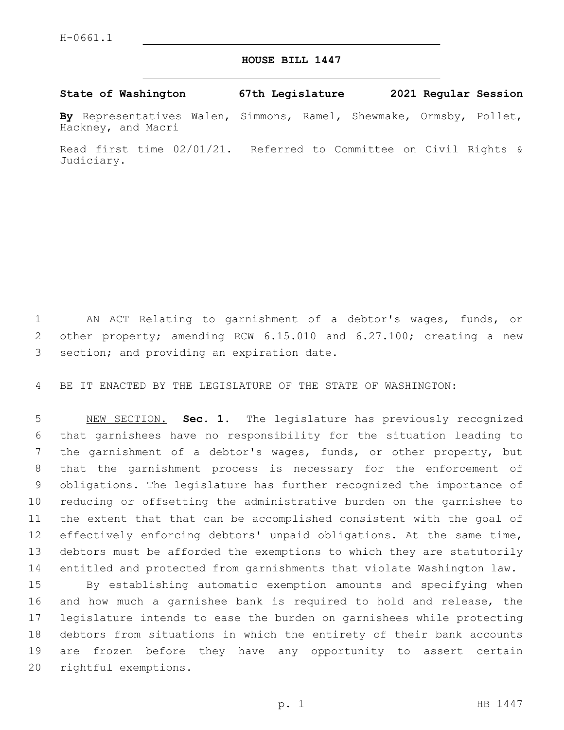H-0661.1

# HOUSE BILL 1447

**State of Washington 67th Legislature 2021 Regular Session**

**By** Representatives Walen, Simmons, Ramel, Shewmake, Ormsby, Pollet, Hackney, and Macri

Read first time 02/01/21. Referred to Committee on Civil Rights & Judiciary.

AN ACT Relating to garnishment of a debtor's wages, funds, or other property; amending RCW 6.15.010 and 6.27.100; creating a new section; and providing an expiration date.

BE IT ENACTED BY THE LEGISLATURE OF THE STATE OF WASHINGTON:

NEW SECTION. **Sec. 1.** The legislature has previously recognized that garnishees have no responsibility for the situation leading to the garnishment of a debtor's wages, funds, or other property, but that the garnishment process is necessary for the enforcement of obligations. The legislature has further recognized the importance of reducing or offsetting the administrative burden on the garnishee to the extent that that can be accomplished consistent with the goal of effectively enforcing debtors' unpaid obligations. At the same time, debtors must be afforded the exemptions to which they are statutorily entitled and protected from garnishments that violate Washington law.

By establishing automatic exemption amounts and specifying when and how much a garnishee bank is required to hold and release, the legislature intends to ease the burden on garnishees while protecting debtors from situations in which the entirety of their bank accounts are frozen before they have any opportunity to assert certain rightful exemptions.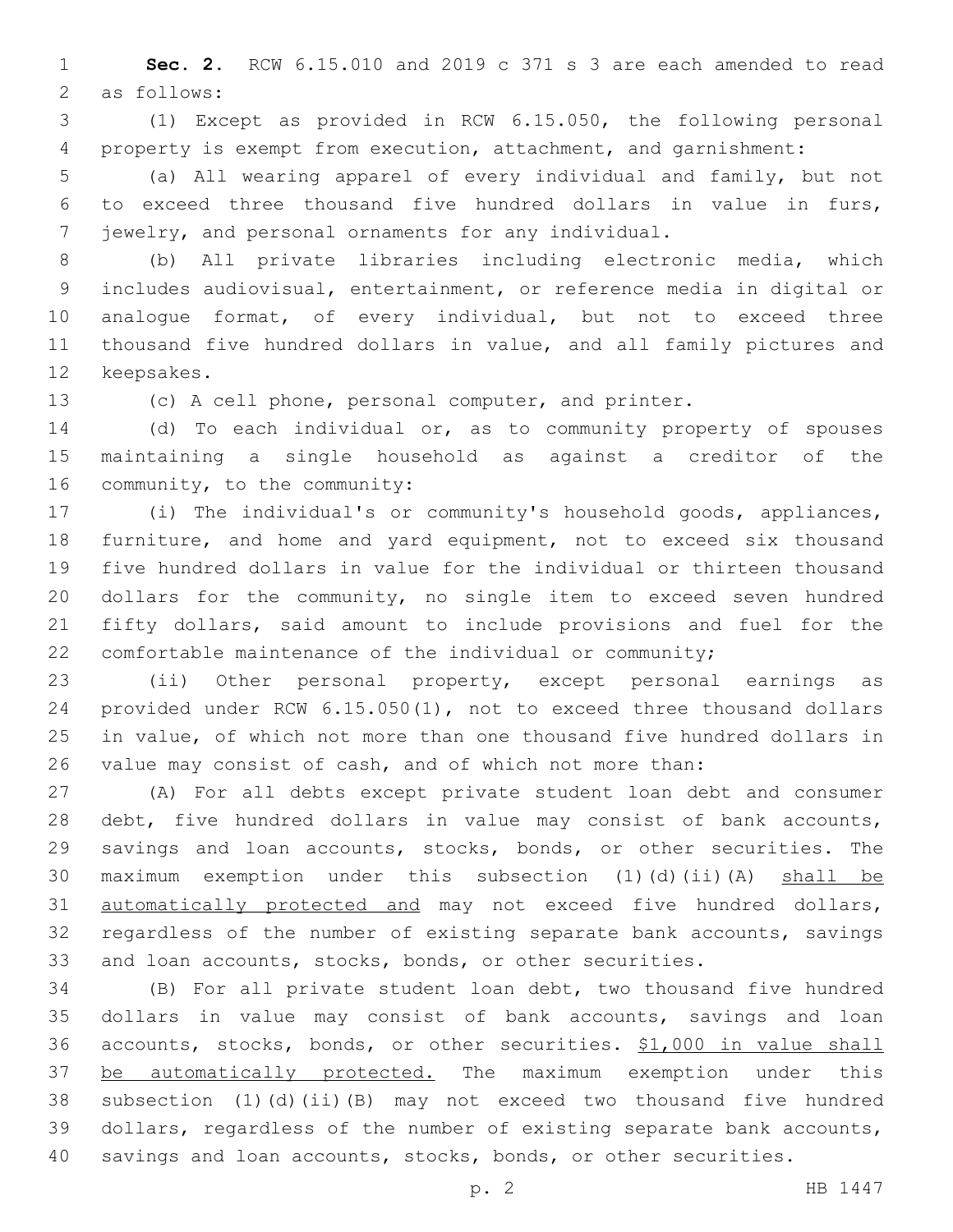**Sec. 2.** RCW 6.15.010 and 2019 c 371 s 3 are each amended to read as follows:

(1) Except as provided in RCW 6.15.050, the following personal property is exempt from execution, attachment, and garnishment:

(a) All wearing apparel of every individual and family, but not to exceed three thousand five hundred dollars in value in furs, jewelry, and personal ornaments for any individual.

(b) All private libraries including electronic media, which includes audiovisual, entertainment, or reference media in digital or analogue format, of every individual, but not to exceed three thousand five hundred dollars in value, and all family pictures and keepsakes.

(c) A cell phone, personal computer, and printer.

(d) To each individual or, as to community property of spouses maintaining a single household as against a creditor of the community, to the community:

(i) The individual's or community's household goods, appliances, furniture, and home and yard equipment, not to exceed six thousand five hundred dollars in value for the individual or thirteen thousand dollars for the community, no single item to exceed seven hundred fifty dollars, said amount to include provisions and fuel for the comfortable maintenance of the individual or community;

(ii) Other personal property, except personal earnings as provided under RCW 6.15.050(1), not to exceed three thousand dollars in value, of which not more than one thousand five hundred dollars in value may consist of cash, and of which not more than:

(A) For all debts except private student loan debt and consumer debt, five hundred dollars in value may consist of bank accounts, savings and loan accounts, stocks, bonds, or other securities. The maximum exemption under this subsection (1)(d)(ii)(A) <u>shall be automatically protected and</u> may not exceed five hundred dollars, regardless of the number of existing separate bank accounts, savings and loan accounts, stocks, bonds, or other securities.

(B) For all private student loan debt, two thousand five hundred dollars in value may consist of bank accounts, savings and loan accounts, stocks, bonds, or other securities. <u>$1,000 in value shall be automatically protected.</u> The maximum exemption under this subsection (1)(d)(ii)(B) may not exceed two thousand five hundred dollars, regardless of the number of existing separate bank accounts, savings and loan accounts, stocks, bonds, or other securities.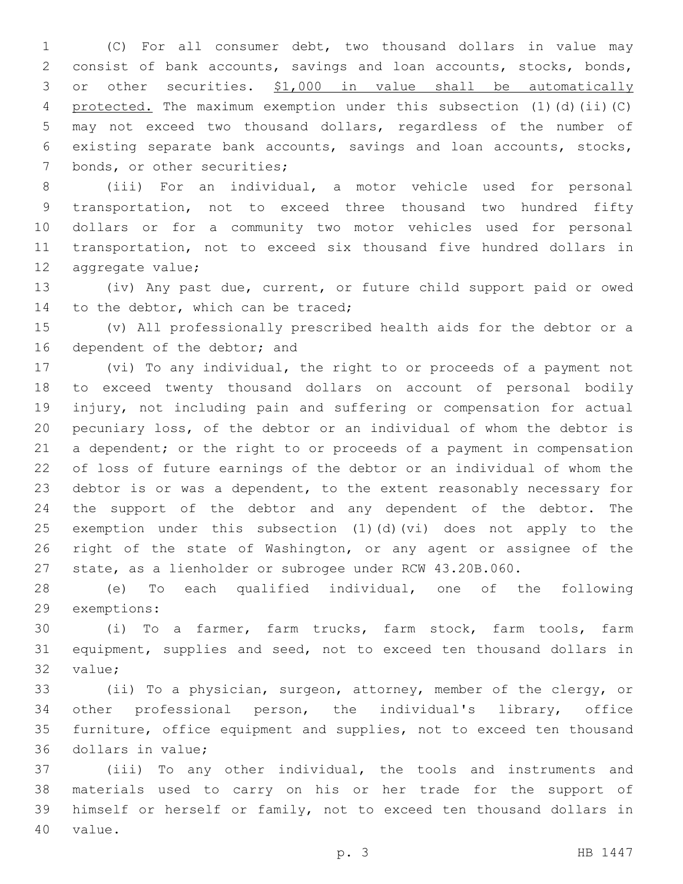(C) For all consumer debt, two thousand dollars in value may consist of bank accounts, savings and loan accounts, stocks, bonds, or other securities. <u>$1,000 in value shall be automatically protected.</u> The maximum exemption under this subsection (1)(d)(ii)(C) may not exceed two thousand dollars, regardless of the number of existing separate bank accounts, savings and loan accounts, stocks, bonds, or other securities;

(iii) For an individual, a motor vehicle used for personal transportation, not to exceed three thousand two hundred fifty dollars or for a community two motor vehicles used for personal transportation, not to exceed six thousand five hundred dollars in aggregate value;

(iv) Any past due, current, or future child support paid or owed to the debtor, which can be traced;

(v) All professionally prescribed health aids for the debtor or a dependent of the debtor; and

(vi) To any individual, the right to or proceeds of a payment not to exceed twenty thousand dollars on account of personal bodily injury, not including pain and suffering or compensation for actual pecuniary loss, of the debtor or an individual of whom the debtor is a dependent; or the right to or proceeds of a payment in compensation of loss of future earnings of the debtor or an individual of whom the debtor is or was a dependent, to the extent reasonably necessary for the support of the debtor and any dependent of the debtor. The exemption under this subsection (1)(d)(vi) does not apply to the right of the state of Washington, or any agent or assignee of the state, as a lienholder or subrogee under RCW 43.20B.060.

(e) To each qualified individual, one of the following exemptions:

(i) To a farmer, farm trucks, farm stock, farm tools, farm equipment, supplies and seed, not to exceed ten thousand dollars in value;

(ii) To a physician, surgeon, attorney, member of the clergy, or other professional person, the individual's library, office furniture, office equipment and supplies, not to exceed ten thousand dollars in value;

(iii) To any other individual, the tools and instruments and materials used to carry on his or her trade for the support of himself or herself or family, not to exceed ten thousand dollars in value.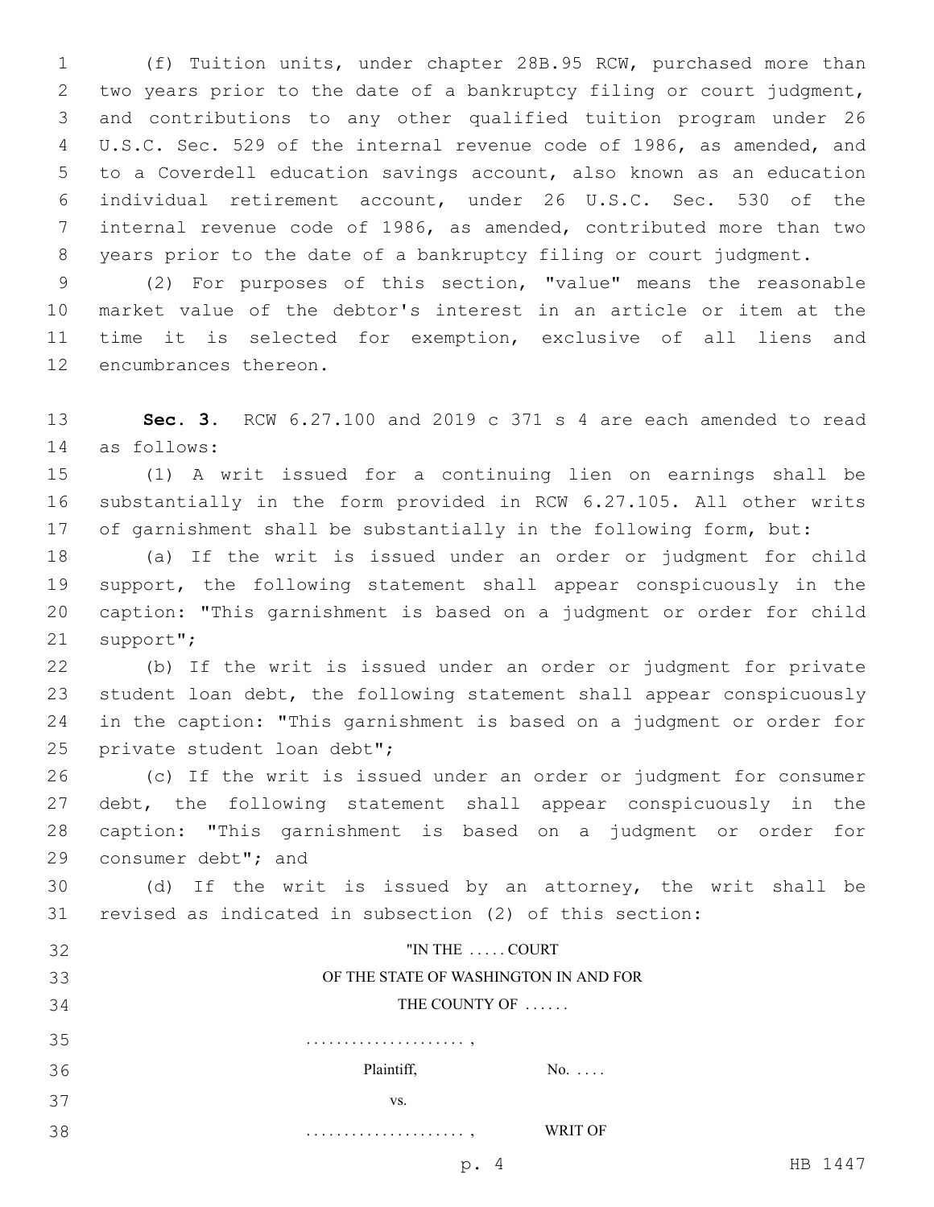(f) Tuition units, under chapter 28B.95 RCW, purchased more than two years prior to the date of a bankruptcy filing or court judgment, and contributions to any other qualified tuition program under 26 U.S.C. Sec. 529 of the internal revenue code of 1986, as amended, and to a Coverdell education savings account, also known as an education individual retirement account, under 26 U.S.C. Sec. 530 of the internal revenue code of 1986, as amended, contributed more than two years prior to the date of a bankruptcy filing or court judgment.

(2) For purposes of this section, "value" means the reasonable market value of the debtor's interest in an article or item at the time it is selected for exemption, exclusive of all liens and encumbrances thereon.

**Sec. 3.** RCW 6.27.100 and 2019 c 371 s 4 are each amended to read as follows:

(1) A writ issued for a continuing lien on earnings shall be substantially in the form provided in RCW 6.27.105. All other writs of garnishment shall be substantially in the following form, but:

(a) If the writ is issued under an order or judgment for child support, the following statement shall appear conspicuously in the caption: "This garnishment is based on a judgment or order for child support";

(b) If the writ is issued under an order or judgment for private student loan debt, the following statement shall appear conspicuously in the caption: "This garnishment is based on a judgment or order for private student loan debt";

(c) If the writ is issued under an order or judgment for consumer debt, the following statement shall appear conspicuously in the caption: "This garnishment is based on a judgment or order for consumer debt"; and

(d) If the writ is issued by an attorney, the writ shall be revised as indicated in subsection (2) of this section:

"IN THE . . . . . COURT
OF THE STATE OF WASHINGTON IN AND FOR
THE COUNTY OF . . . . . .

. . . . . . . . . . . . . . . . . . . . . ,
Plaintiff, No. . . . .
vs.
. . . . . . . . . . . . . . . . . . . . . , WRIT OF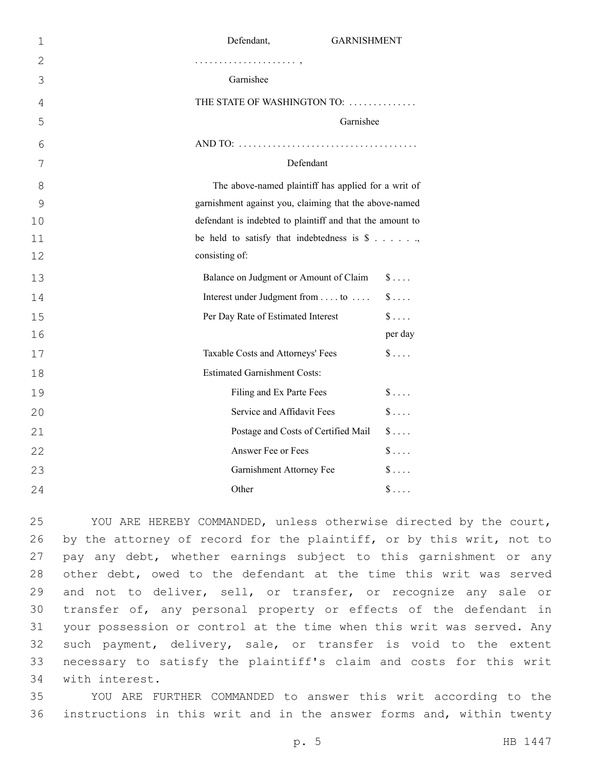Defendant, GARNISHMENT

. . . . . . . . . . . . . . . . . . . . ,

Garnishee

THE STATE OF WASHINGTON TO: . . . . . . . . . . . . . .

Garnishee

AND TO: . . . . . . . . . . . . . . . . . . . . . . . . . . . . . . . . . . . .

Defendant

The above-named plaintiff has applied for a writ of garnishment against you, claiming that the above-named defendant is indebted to plaintiff and that the amount to be held to satisfy that indebtedness is $ . . . . . ., consisting of:

| | |
|---|---|
| Balance on Judgment or Amount of Claim | $ . . . . |
| Interest under Judgment from . . . . to . . . . | $ . . . . |
| Per Day Rate of Estimated Interest | $ . . . . per day |
| Taxable Costs and Attorneys' Fees | $ . . . . |
| Estimated Garnishment Costs: | |
| Filing and Ex Parte Fees | $ . . . . |
| Service and Affidavit Fees | $ . . . . |
| Postage and Costs of Certified Mail | $ . . . . |
| Answer Fee or Fees | $ . . . . |
| Garnishment Attorney Fee | $ . . . . |
| Other | $ . . . . |

YOU ARE HEREBY COMMANDED, unless otherwise directed by the court, by the attorney of record for the plaintiff, or by this writ, not to pay any debt, whether earnings subject to this garnishment or any other debt, owed to the defendant at the time this writ was served and not to deliver, sell, or transfer, or recognize any sale or transfer of, any personal property or effects of the defendant in your possession or control at the time when this writ was served. Any such payment, delivery, sale, or transfer is void to the extent necessary to satisfy the plaintiff's claim and costs for this writ with interest.

YOU ARE FURTHER COMMANDED to answer this writ according to the instructions in this writ and in the answer forms and, within twenty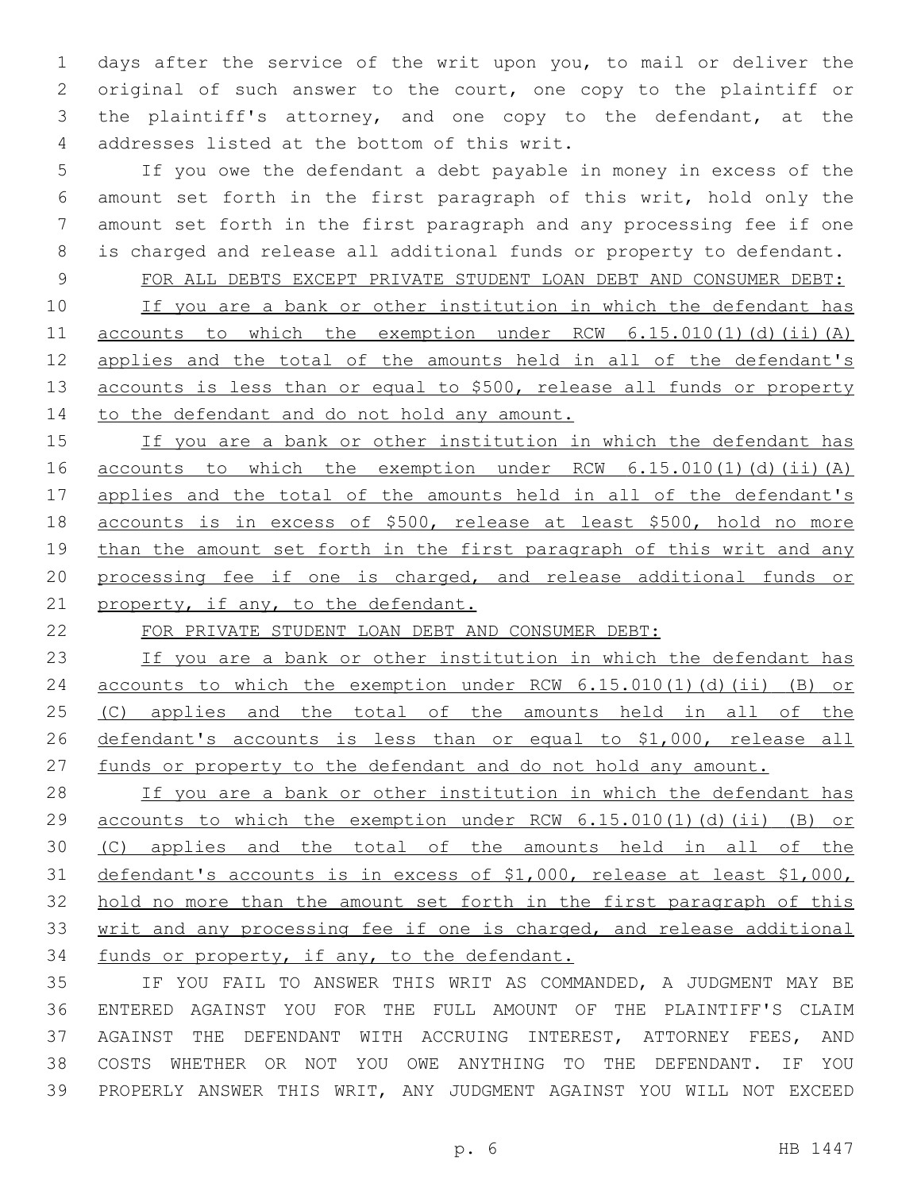days after the service of the writ upon you, to mail or deliver the original of such answer to the court, one copy to the plaintiff or the plaintiff's attorney, and one copy to the defendant, at the addresses listed at the bottom of this writ.

If you owe the defendant a debt payable in money in excess of the amount set forth in the first paragraph of this writ, hold only the amount set forth in the first paragraph and any processing fee if one is charged and release all additional funds or property to defendant.

FOR ALL DEBTS EXCEPT PRIVATE STUDENT LOAN DEBT AND CONSUMER DEBT:

If you are a bank or other institution in which the defendant has accounts to which the exemption under RCW 6.15.010(1)(d)(ii)(A) applies and the total of the amounts held in all of the defendant's accounts is less than or equal to $500, release all funds or property to the defendant and do not hold any amount.

If you are a bank or other institution in which the defendant has accounts to which the exemption under RCW 6.15.010(1)(d)(ii)(A) applies and the total of the amounts held in all of the defendant's accounts is in excess of $500, release at least $500, hold no more than the amount set forth in the first paragraph of this writ and any processing fee if one is charged, and release additional funds or property, if any, to the defendant.

FOR PRIVATE STUDENT LOAN DEBT AND CONSUMER DEBT:

If you are a bank or other institution in which the defendant has accounts to which the exemption under RCW 6.15.010(1)(d)(ii) (B) or (C) applies and the total of the amounts held in all of the defendant's accounts is less than or equal to $1,000, release all funds or property to the defendant and do not hold any amount.

If you are a bank or other institution in which the defendant has accounts to which the exemption under RCW 6.15.010(1)(d)(ii) (B) or (C) applies and the total of the amounts held in all of the defendant's accounts is in excess of $1,000, release at least $1,000, hold no more than the amount set forth in the first paragraph of this writ and any processing fee if one is charged, and release additional funds or property, if any, to the defendant.

IF YOU FAIL TO ANSWER THIS WRIT AS COMMANDED, A JUDGMENT MAY BE ENTERED AGAINST YOU FOR THE FULL AMOUNT OF THE PLAINTIFF'S CLAIM AGAINST THE DEFENDANT WITH ACCRUING INTEREST, ATTORNEY FEES, AND COSTS WHETHER OR NOT YOU OWE ANYTHING TO THE DEFENDANT. IF YOU PROPERLY ANSWER THIS WRIT, ANY JUDGMENT AGAINST YOU WILL NOT EXCEED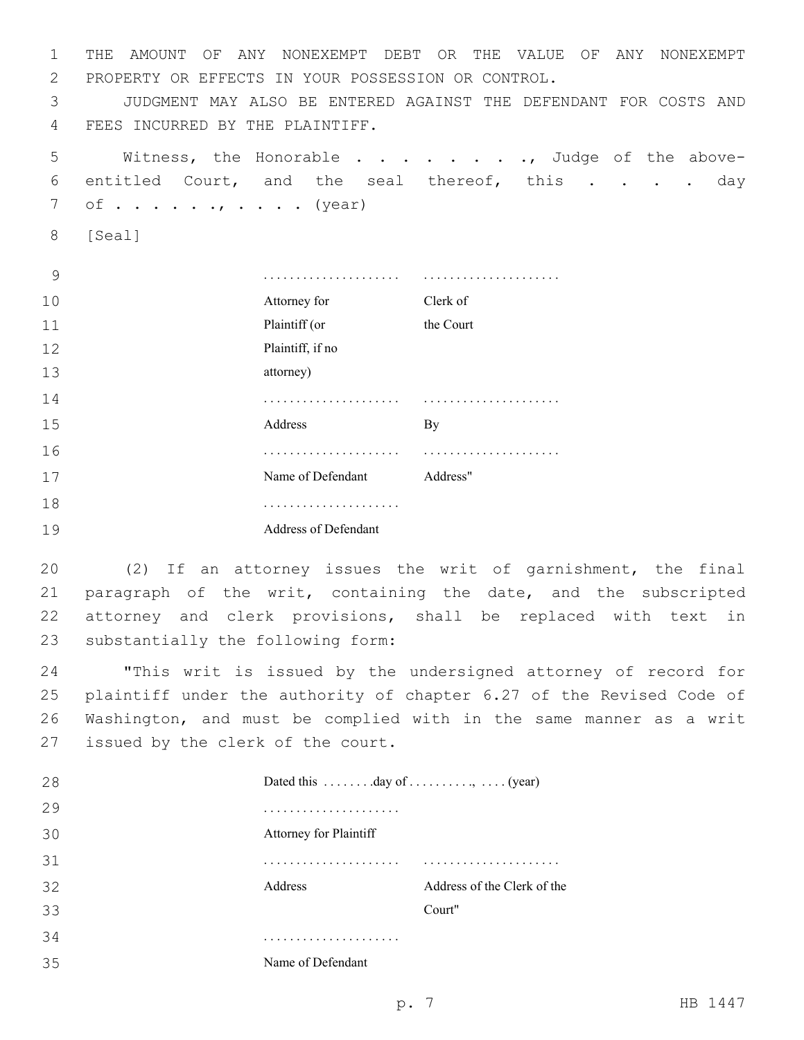THE AMOUNT OF ANY NONEXEMPT DEBT OR THE VALUE OF ANY NONEXEMPT PROPERTY OR EFFECTS IN YOUR POSSESSION OR CONTROL.

JUDGMENT MAY ALSO BE ENTERED AGAINST THE DEFENDANT FOR COSTS AND FEES INCURRED BY THE PLAINTIFF.

Witness, the Honorable . . . . . . . . ., Judge of the above-entitled Court, and the seal thereof, this . . . . . day of . . . . . ., . . . . (year)

[Seal]

| | |
|---|---|
| . . . . . . . . . . . . . . . . . . . . | . . . . . . . . . . . . . . . . . . . . |
| Attorney for Plaintiff (or Plaintiff, if no attorney) | Clerk of the Court |
| . . . . . . . . . . . . . . . . . . . . | . . . . . . . . . . . . . . . . . . . . |
| Address | By |
| . . . . . . . . . . . . . . . . . . . . | . . . . . . . . . . . . . . . . . . . . |
| Name of Defendant | Address" |
| . . . . . . . . . . . . . . . . . . . . | |
| Address of Defendant | |

(2) If an attorney issues the writ of garnishment, the final paragraph of the writ, containing the date, and the subscripted attorney and clerk provisions, shall be replaced with text in substantially the following form:

"This writ is issued by the undersigned attorney of record for plaintiff under the authority of chapter 6.27 of the Revised Code of Washington, and must be complied with in the same manner as a writ issued by the clerk of the court.

Dated this . . . . . . . .day of . . . . . . . . . ., . . . . (year)

| | |
|---|---|
| . . . . . . . . . . . . . . . . . . . . | |
| Attorney for Plaintiff | |
| . . . . . . . . . . . . . . . . . . . . | . . . . . . . . . . . . . . . . . . . . |
| Address | Address of the Clerk of the Court" |
| . . . . . . . . . . . . . . . . . . . . | |
| Name of Defendant | |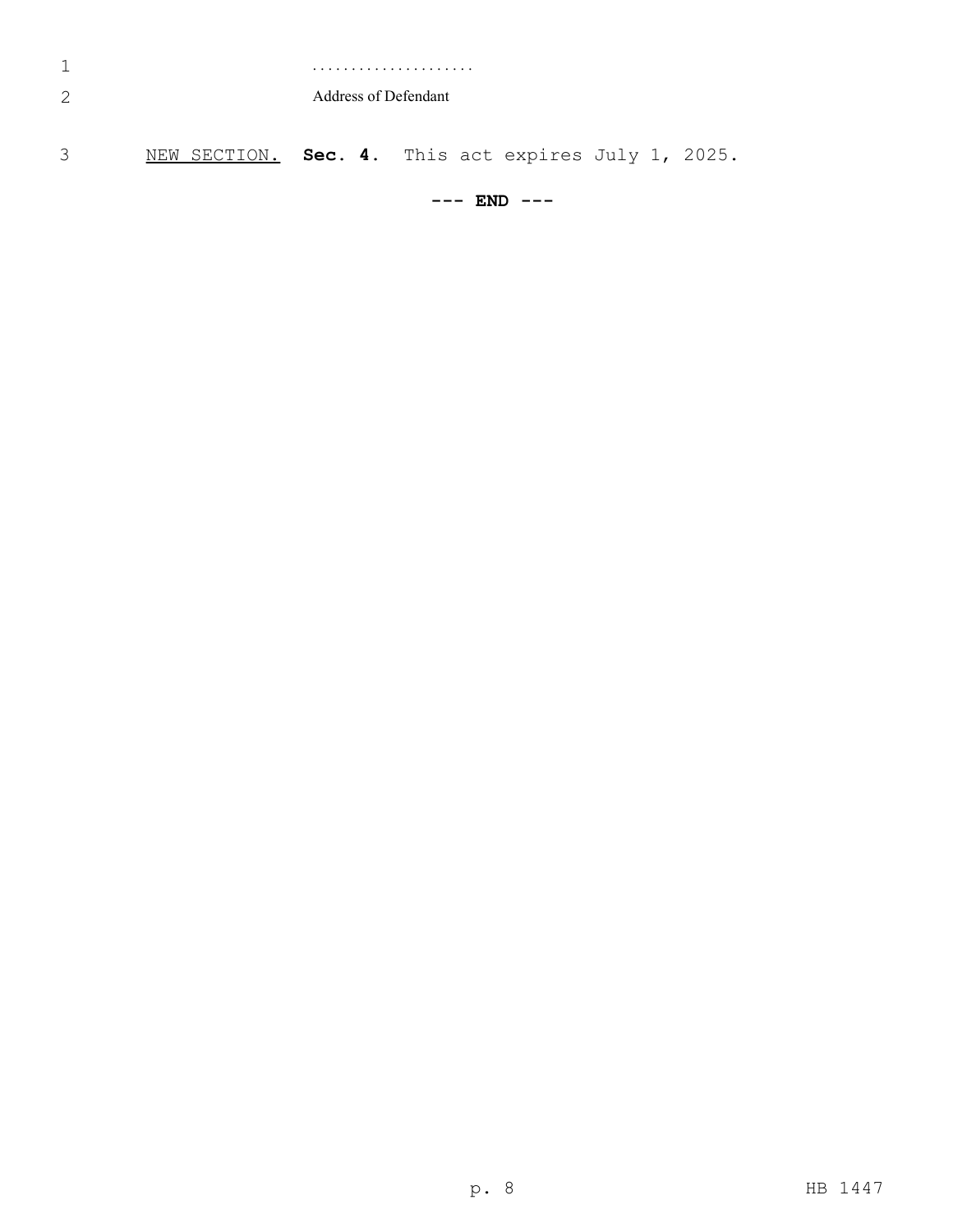.....................

Address of Defendant

NEW SECTION. **Sec. 4.** This act expires July 1, 2025.

**--- END ---**